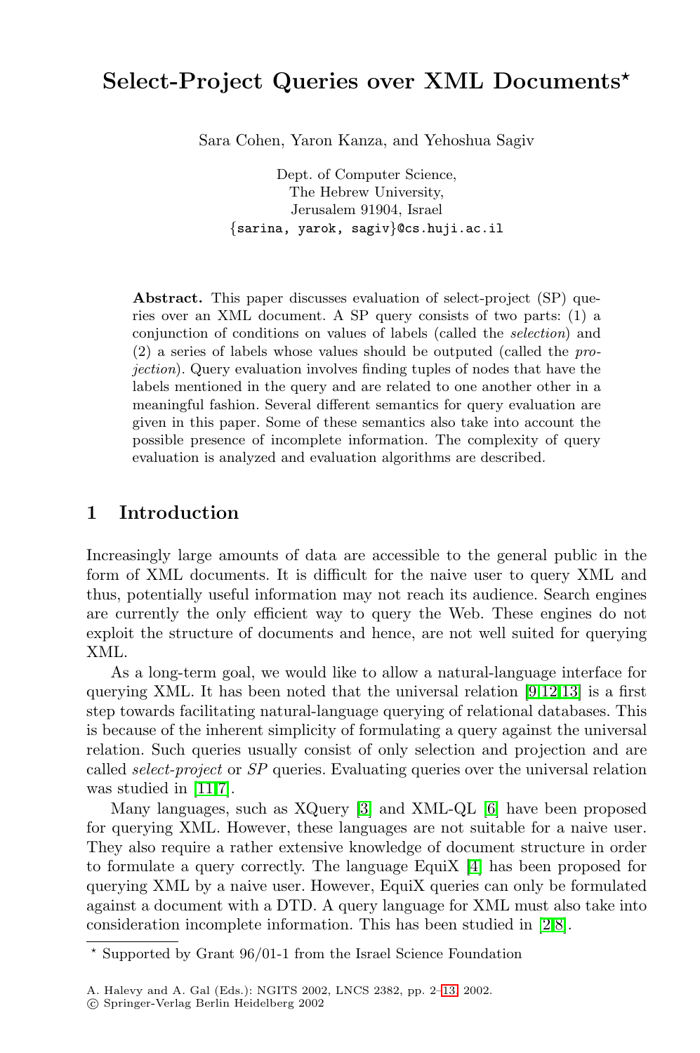# Select-Project Queries over XML Documents*

Sara Cohen, Yaron Kanza, and Yehoshua Sagiv

Dept. of Computer Science,
The Hebrew University,
Jerusalem 91904, Israel
{sarina, yarok, sagiv}@cs.huji.ac.il

**Abstract.** This paper discusses evaluation of select-project (SP) queries over an XML document. A SP query consists of two parts: (1) a conjunction of conditions on values of labels (called the *selection*) and (2) a series of labels whose values should be outputed (called the *projection*). Query evaluation involves finding tuples of nodes that have the labels mentioned in the query and are related to one another other in a meaningful fashion. Several different semantics for query evaluation are given in this paper. Some of these semantics also take into account the possible presence of incomplete information. The complexity of query evaluation is analyzed and evaluation algorithms are described.

## 1 Introduction

Increasingly large amounts of data are accessible to the general public in the form of XML documents. It is difficult for the naive user to query XML and thus, potentially useful information may not reach its audience. Search engines are currently the only efficient way to query the Web. These engines do not exploit the structure of documents and hence, are not well suited for querying XML.

As a long-term goal, we would like to allow a natural-language interface for querying XML. It has been noted that the universal relation [9,12,13] is a first step towards facilitating natural-language querying of relational databases. This is because of the inherent simplicity of formulating a query against the universal relation. Such queries usually consist of only selection and projection and are called *select-project* or *SP* queries. Evaluating queries over the universal relation was studied in [11,7].

Many languages, such as XQuery [3] and XML-QL [6] have been proposed for querying XML. However, these languages are not suitable for a naive user. They also require a rather extensive knowledge of document structure in order to formulate a query correctly. The language EquiX [4] has been proposed for querying XML by a naive user. However, EquiX queries can only be formulated against a document with a DTD. A query language for XML must also take into consideration incomplete information. This has been studied in [2,8].

* Supported by Grant 96/01-1 from the Israel Science Foundation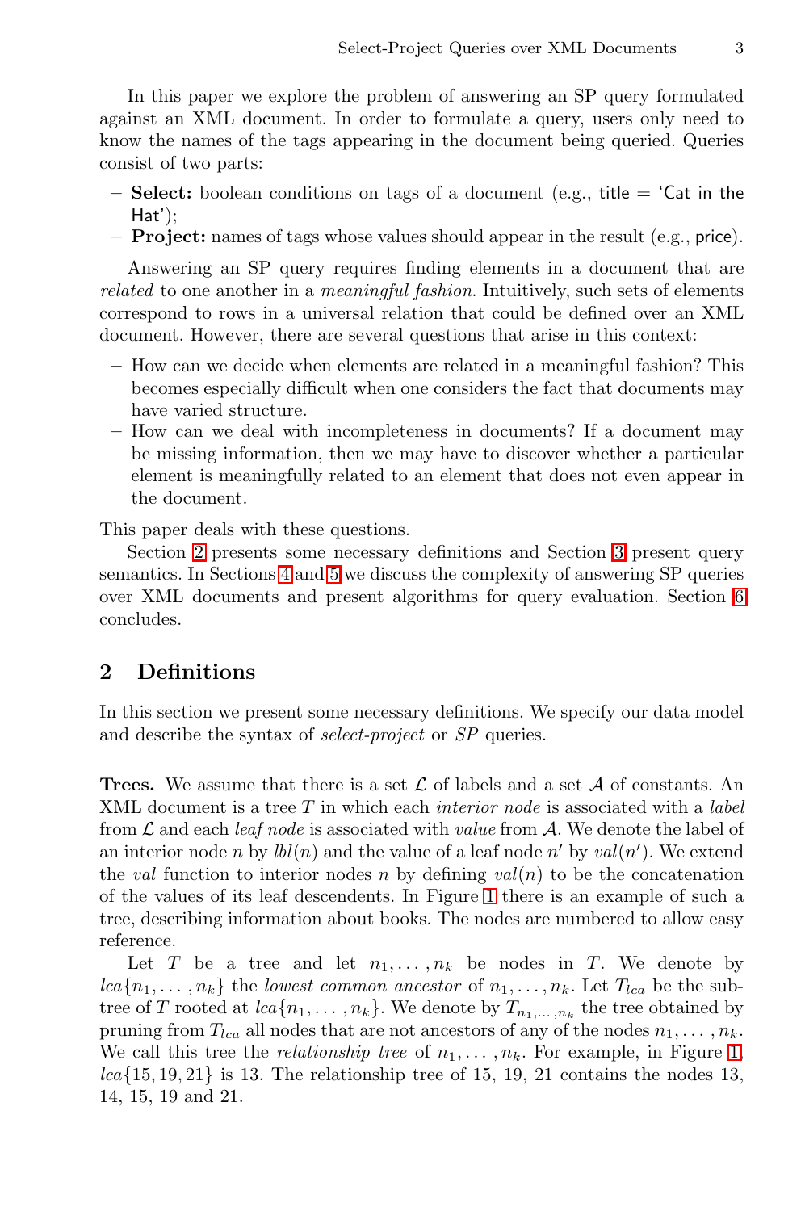In this paper we explore the problem of answering an SP query formulated against an XML document. In order to formulate a query, users only need to know the names of the tags appearing in the document being queried. Queries consist of two parts:

- **Select:** boolean conditions on tags of a document (e.g., title = 'Cat in the Hat');
- **Project:** names of tags whose values should appear in the result (e.g., price).

Answering an SP query requires finding elements in a document that are *related* to one another in a *meaningful fashion*. Intuitively, such sets of elements correspond to rows in a universal relation that could be defined over an XML document. However, there are several questions that arise in this context:

- How can we decide when elements are related in a meaningful fashion? This becomes especially difficult when one considers the fact that documents may have varied structure.
- How can we deal with incompleteness in documents? If a document may be missing information, then we may have to discover whether a particular element is meaningfully related to an element that does not even appear in the document.

This paper deals with these questions.

Section 2 presents some necessary definitions and Section 3 present query semantics. In Sections 4 and 5 we discuss the complexity of answering SP queries over XML documents and present algorithms for query evaluation. Section 6 concludes.

## 2 Definitions

In this section we present some necessary definitions. We specify our data model and describe the syntax of *select-project* or *SP* queries.

**Trees.** We assume that there is a set $\mathcal{L}$ of labels and a set $\mathcal{A}$ of constants. An XML document is a tree $T$ in which each *interior node* is associated with a *label* from $\mathcal{L}$ and each *leaf node* is associated with *value* from $\mathcal{A}$. We denote the label of an interior node $n$ by $lbl(n)$ and the value of a leaf node $n'$ by $val(n')$. We extend the *val* function to interior nodes $n$ by defining $val(n)$ to be the concatenation of the values of its leaf descendents. In Figure 1 there is an example of such a tree, describing information about books. The nodes are numbered to allow easy reference.

Let $T$ be a tree and let $n_1, \ldots, n_k$ be nodes in $T$. We denote by $lca\{n_1, \ldots, n_k\}$ the *lowest common ancestor* of $n_1, \ldots, n_k$. Let $T_{lca}$ be the subtree of $T$ rooted at $lca\{n_1, \ldots, n_k\}$. We denote by $T_{n_1,\ldots,n_k}$ the tree obtained by pruning from $T_{lca}$ all nodes that are not ancestors of any of the nodes $n_1, \ldots, n_k$. We call this tree the *relationship tree* of $n_1, \ldots, n_k$. For example, in Figure 1, $lca\{15, 19, 21\}$ is 13. The relationship tree of 15, 19, 21 contains the nodes 13, 14, 15, 19 and 21.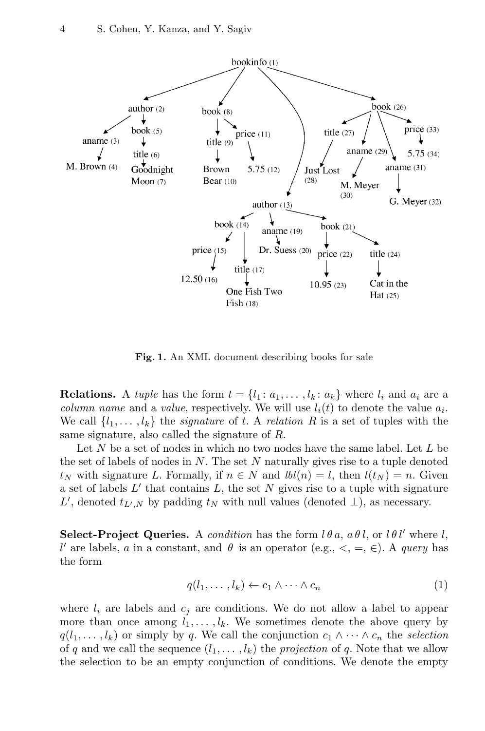**Fig. 1.** An XML document describing books for sale

**Relations.** A *tuple* has the form $t = \{l_1 : a_1, \ldots, l_k : a_k\}$ where $l_i$ and $a_i$ are a *column name* and a *value*, respectively. We will use $l_i(t)$ to denote the value $a_i$. We call $\{l_1, \ldots, l_k\}$ the *signature* of $t$. A *relation* $R$ is a set of tuples with the same signature, also called the signature of $R$.

Let $N$ be a set of nodes in which no two nodes have the same label. Let $L$ be the set of labels of nodes in $N$. The set $N$ naturally gives rise to a tuple denoted $t_N$ with signature $L$. Formally, if $n \in N$ and $lbl(n) = l$, then $l(t_N) = n$. Given a set of labels $L'$ that contains $L$, the set $N$ gives rise to a tuple with signature $L'$, denoted $t_{L',N}$ by padding $t_N$ with null values (denoted $\perp$), as necessary.

**Select-Project Queries.** A *condition* has the form $l\,\theta\,a$, $a\,\theta\,l$, or $l\,\theta\,l'$ where $l$, $l'$ are labels, $a$ in a constant, and $\theta$ is an operator (e.g., $<$, $=$, $\in$). A *query* has the form

$$q(l_1, \ldots, l_k) \leftarrow c_1 \wedge \cdots \wedge c_n \tag{1}$$

where $l_i$ are labels and $c_j$ are conditions. We do not allow a label to appear more than once among $l_1, \ldots, l_k$. We sometimes denote the above query by $q(l_1, \ldots, l_k)$ or simply by $q$. We call the conjunction $c_1 \wedge \cdots \wedge c_n$ the *selection* of $q$ and we call the sequence $(l_1, \ldots, l_k)$ the *projection* of $q$. Note that we allow the selection to be an empty conjunction of conditions. We denote the empty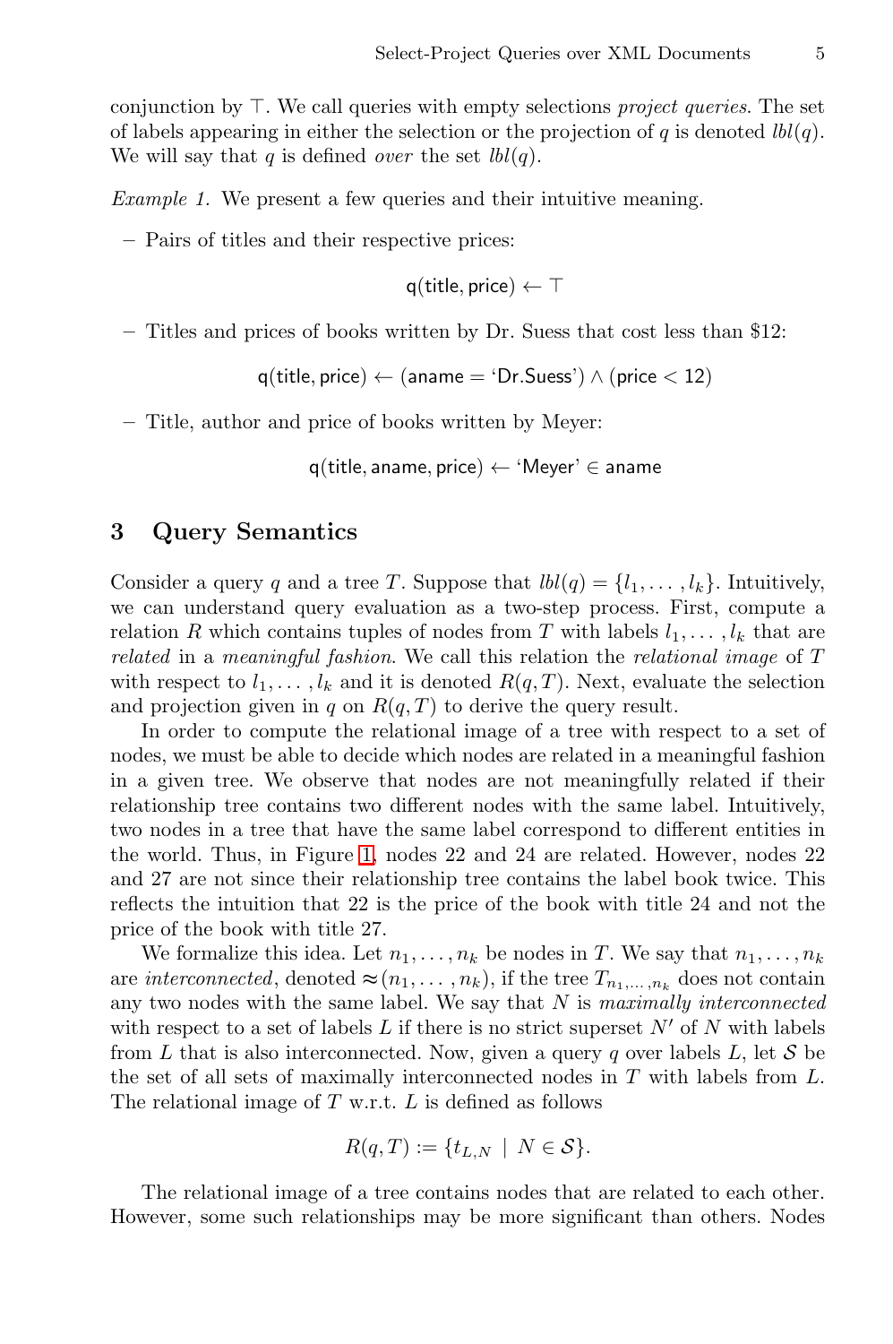conjunction by ⊤. We call queries with empty selections *project queries*. The set of labels appearing in either the selection or the projection of $q$ is denoted $lbl(q)$. We will say that $q$ is defined *over* the set $lbl(q)$.

*Example 1.* We present a few queries and their intuitive meaning.

– Pairs of titles and their respective prices:

$$\mathsf{q}(\mathsf{title}, \mathsf{price}) \leftarrow \top$$

– Titles and prices of books written by Dr. Suess that cost less than \$12:

$$\mathsf{q}(\mathsf{title}, \mathsf{price}) \leftarrow (\mathsf{aname} = \text{‘Dr.Suess’}) \wedge (\mathsf{price} < 12)$$

– Title, author and price of books written by Meyer:

$$\mathsf{q}(\mathsf{title}, \mathsf{aname}, \mathsf{price}) \leftarrow \text{‘Meyer’} \in \mathsf{aname}$$

## 3 Query Semantics

Consider a query $q$ and a tree $T$. Suppose that $lbl(q) = \{l_1, \dots, l_k\}$. Intuitively, we can understand query evaluation as a two-step process. First, compute a relation $R$ which contains tuples of nodes from $T$ with labels $l_1, \dots, l_k$ that are *related* in a *meaningful fashion*. We call this relation the *relational image* of $T$ with respect to $l_1, \dots, l_k$ and it is denoted $R(q, T)$. Next, evaluate the selection and projection given in $q$ on $R(q, T)$ to derive the query result.

In order to compute the relational image of a tree with respect to a set of nodes, we must be able to decide which nodes are related in a meaningful fashion in a given tree. We observe that nodes are not meaningfully related if their relationship tree contains two different nodes with the same label. Intuitively, two nodes in a tree that have the same label correspond to different entities in the world. Thus, in Figure 1, nodes 22 and 24 are related. However, nodes 22 and 27 are not since their relationship tree contains the label book twice. This reflects the intuition that 22 is the price of the book with title 24 and not the price of the book with title 27.

We formalize this idea. Let $n_1, \dots, n_k$ be nodes in $T$. We say that $n_1, \dots, n_k$ are *interconnected*, denoted $\approx(n_1, \dots, n_k)$, if the tree $T_{n_1,\dots,n_k}$ does not contain any two nodes with the same label. We say that $N$ is *maximally interconnected* with respect to a set of labels $L$ if there is no strict superset $N'$ of $N$ with labels from $L$ that is also interconnected. Now, given a query $q$ over labels $L$, let $\mathcal{S}$ be the set of all sets of maximally interconnected nodes in $T$ with labels from $L$. The relational image of $T$ w.r.t. $L$ is defined as follows

$$R(q, T) := \{t_{L,N} \mid N \in \mathcal{S}\}.$$

The relational image of a tree contains nodes that are related to each other. However, some such relationships may be more significant than others. Nodes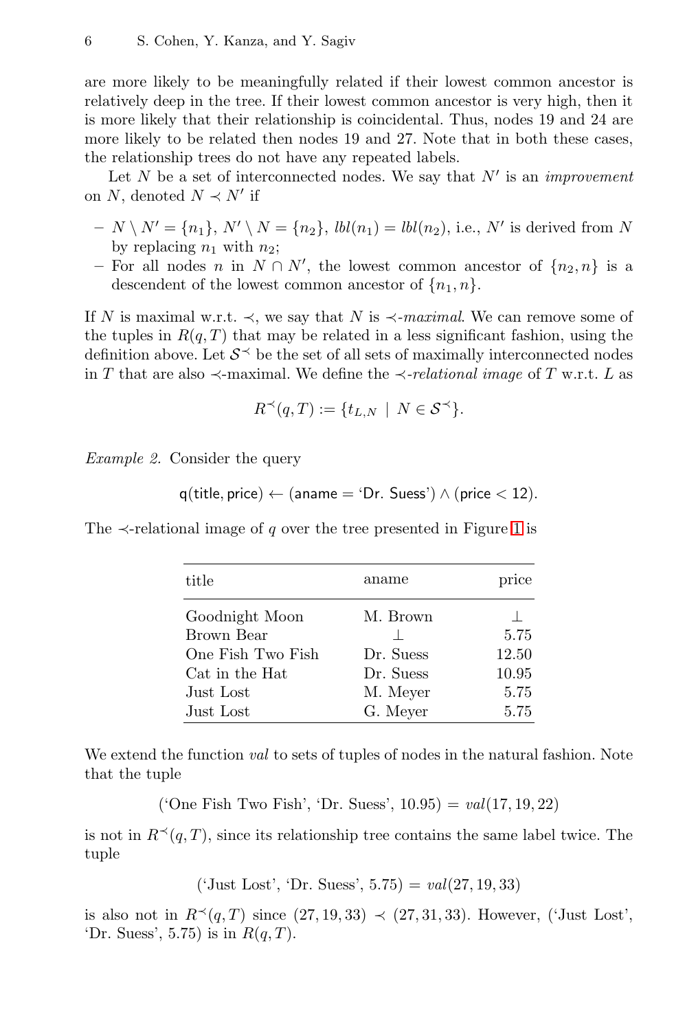are more likely to be meaningfully related if their lowest common ancestor is relatively deep in the tree. If their lowest common ancestor is very high, then it is more likely that their relationship is coincidental. Thus, nodes 19 and 24 are more likely to be related then nodes 19 and 27. Note that in both these cases, the relationship trees do not have any repeated labels.

Let $N$ be a set of interconnected nodes. We say that $N'$ is an *improvement* on $N$, denoted $N \prec N'$ if

- $N \setminus N' = \{n_1\}$, $N' \setminus N = \{n_2\}$, $lbl(n_1) = lbl(n_2)$, i.e., $N'$ is derived from $N$ by replacing $n_1$ with $n_2$;
- For all nodes $n$ in $N \cap N'$, the lowest common ancestor of $\{n_2, n\}$ is a descendent of the lowest common ancestor of $\{n_1, n\}$.

If $N$ is maximal w.r.t. $\prec$, we say that $N$ is $\prec$-*maximal*. We can remove some of the tuples in $R(q, T)$ that may be related in a less significant fashion, using the definition above. Let $\mathcal{S}^{\prec}$ be the set of all sets of maximally interconnected nodes in $T$ that are also $\prec$-maximal. We define the $\prec$-*relational image* of $T$ w.r.t. $L$ as

$$R^{\prec}(q, T) := \{t_{L,N} \mid N \in \mathcal{S}^{\prec}\}.$$

*Example 2.* Consider the query

$$\mathsf{q}(\mathsf{title}, \mathsf{price}) \leftarrow (\mathsf{aname} = \text{`Dr. Suess'}) \wedge (\mathsf{price} < 12).$$

The $\prec$-relational image of $q$ over the tree presented in Figure 1 is

| title | aname | price |
|---|---|---|
| Goodnight Moon | M. Brown | $\perp$ |
| Brown Bear | $\perp$ | 5.75 |
| One Fish Two Fish | Dr. Suess | 12.50 |
| Cat in the Hat | Dr. Suess | 10.95 |
| Just Lost | M. Meyer | 5.75 |
| Just Lost | G. Meyer | 5.75 |

We extend the function *val* to sets of tuples of nodes in the natural fashion. Note that the tuple

$$(\text{`One Fish Two Fish'}, \text{`Dr. Suess'}, 10.95) = val(17, 19, 22)$$

is not in $R^{\prec}(q, T)$, since its relationship tree contains the same label twice. The tuple

$$(\text{`Just Lost'}, \text{`Dr. Suess'}, 5.75) = val(27, 19, 33)$$

is also not in $R^{\prec}(q, T)$ since $(27, 19, 33) \prec (27, 31, 33)$. However, ('Just Lost', 'Dr. Suess', 5.75) is in $R(q, T)$.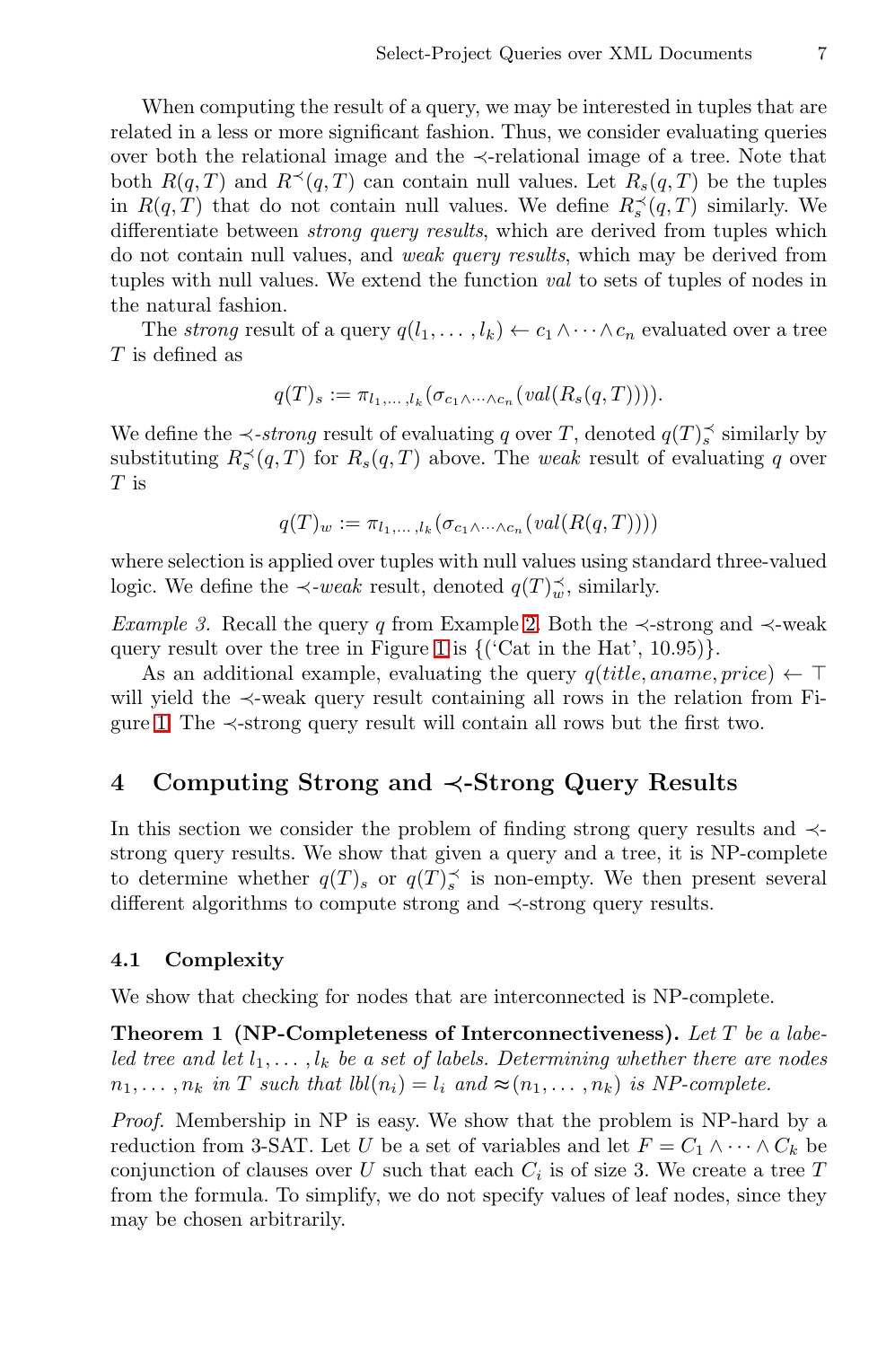When computing the result of a query, we may be interested in tuples that are related in a less or more significant fashion. Thus, we consider evaluating queries over both the relational image and the $\prec$-relational image of a tree. Note that both $R(q,T)$ and $R^{\prec}(q,T)$ can contain null values. Let $R_s(q,T)$ be the tuples in $R(q,T)$ that do not contain null values. We define $R_s^{\prec}(q,T)$ similarly. We differentiate between *strong query results*, which are derived from tuples which do not contain null values, and *weak query results*, which may be derived from tuples with null values. We extend the function *val* to sets of tuples of nodes in the natural fashion.

The *strong* result of a query $q(l_1,\ldots,l_k) \leftarrow c_1 \wedge \cdots \wedge c_n$ evaluated over a tree $T$ is defined as

$$q(T)_s := \pi_{l_1,\ldots,l_k}(\sigma_{c_1 \wedge \cdots \wedge c_n}(val(R_s(q,T)))).$$

We define the $\prec$-*strong* result of evaluating $q$ over $T$, denoted $q(T)_s^{\prec}$ similarly by substituting $R_s^{\prec}(q,T)$ for $R_s(q,T)$ above. The *weak* result of evaluating $q$ over $T$ is

$$q(T)_w := \pi_{l_1,\ldots,l_k}(\sigma_{c_1 \wedge \cdots \wedge c_n}(val(R(q,T))))$$

where selection is applied over tuples with null values using standard three-valued logic. We define the $\prec$-*weak* result, denoted $q(T)_w^{\prec}$, similarly.

*Example 3.* Recall the query $q$ from Example 2. Both the $\prec$-strong and $\prec$-weak query result over the tree in Figure 1 is $\{(\text{'Cat in the Hat'}, 10.95)\}$.

As an additional example, evaluating the query $q(title, aname, price) \leftarrow \top$ will yield the $\prec$-weak query result containing all rows in the relation from Figure 1. The $\prec$-strong query result will contain all rows but the first two.

## 4 Computing Strong and $\prec$-Strong Query Results

In this section we consider the problem of finding strong query results and $\prec$-strong query results. We show that given a query and a tree, it is NP-complete to determine whether $q(T)_s$ or $q(T)_s^{\prec}$ is non-empty. We then present several different algorithms to compute strong and $\prec$-strong query results.

### 4.1 Complexity

We show that checking for nodes that are interconnected is NP-complete.

**Theorem 1 (NP-Completeness of Interconnectiveness).** *Let $T$ be a labeled tree and let $l_1,\ldots,l_k$ be a set of labels. Determining whether there are nodes $n_1,\ldots,n_k$ in $T$ such that $lbl(n_i) = l_i$ and $\approx(n_1,\ldots,n_k)$ is NP-complete.*

*Proof.* Membership in NP is easy. We show that the problem is NP-hard by a reduction from 3-SAT. Let $U$ be a set of variables and let $F = C_1 \wedge \cdots \wedge C_k$ be conjunction of clauses over $U$ such that each $C_i$ is of size 3. We create a tree $T$ from the formula. To simplify, we do not specify values of leaf nodes, since they may be chosen arbitrarily.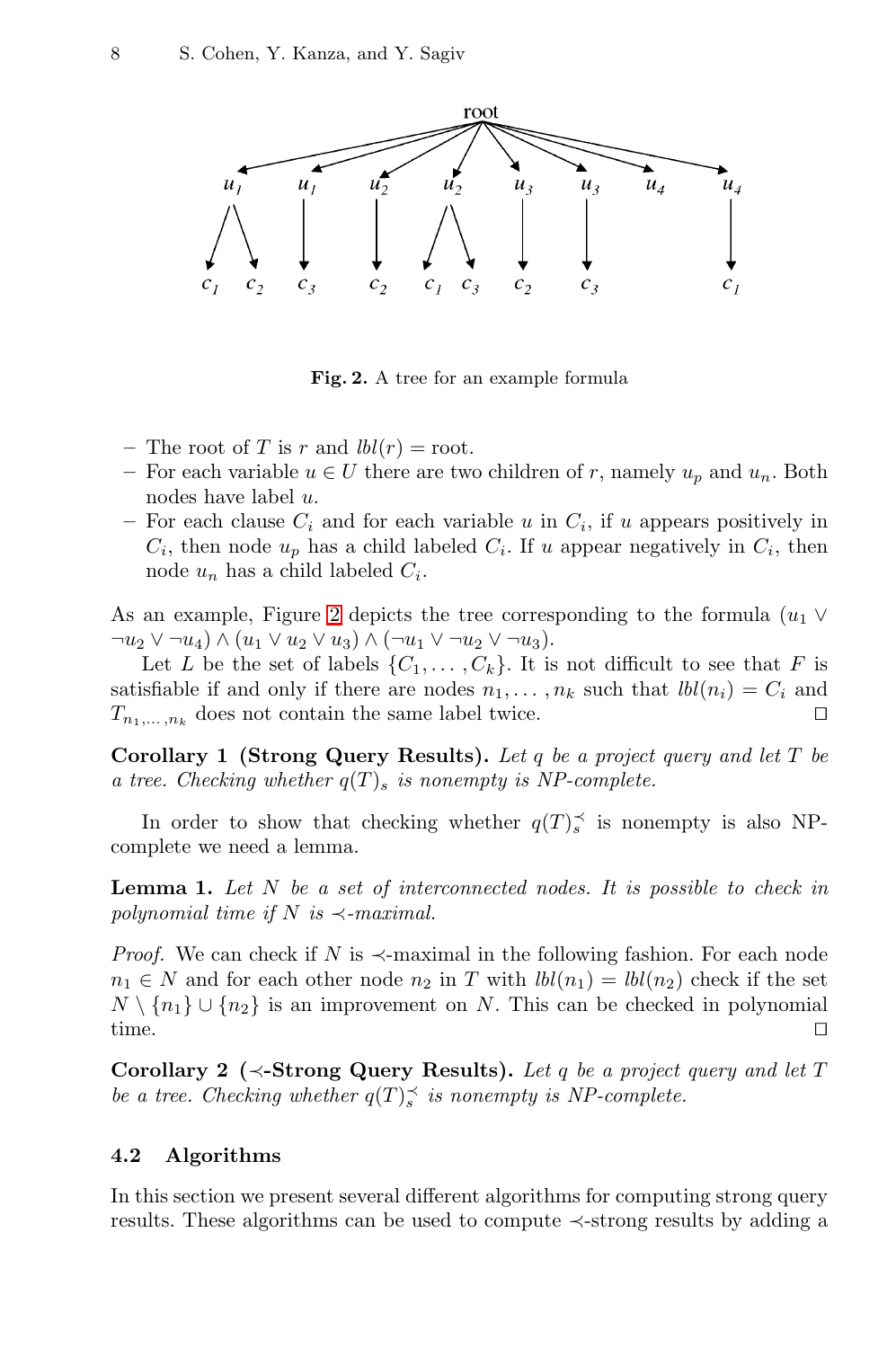Fig. 2. A tree for an example formula

- The root of $T$ is $r$ and $lbl(r) = \text{root}$.
- For each variable $u \in U$ there are two children of $r$, namely $u_p$ and $u_n$. Both nodes have label $u$.
- For each clause $C_i$ and for each variable $u$ in $C_i$, if $u$ appears positively in $C_i$, then node $u_p$ has a child labeled $C_i$. If $u$ appear negatively in $C_i$, then node $u_n$ has a child labeled $C_i$.

As an example, Figure 2 depicts the tree corresponding to the formula $(u_1 \vee \neg u_2 \vee \neg u_4) \wedge (u_1 \vee u_2 \vee u_3) \wedge (\neg u_1 \vee \neg u_2 \vee \neg u_3)$.

Let $L$ be the set of labels $\{C_1, \ldots, C_k\}$. It is not difficult to see that $F$ is satisfiable if and only if there are nodes $n_1, \ldots, n_k$ such that $lbl(n_i) = C_i$ and $T_{n_1,\ldots,n_k}$ does not contain the same label twice. □

**Corollary 1 (Strong Query Results).** *Let $q$ be a project query and let $T$ be a tree. Checking whether $q(T)_s$ is nonempty is NP-complete.*

In order to show that checking whether $q(T)_s^{\prec}$ is nonempty is also NP-complete we need a lemma.

**Lemma 1.** *Let $N$ be a set of interconnected nodes. It is possible to check in polynomial time if $N$ is $\prec$-maximal.*

*Proof.* We can check if $N$ is $\prec$-maximal in the following fashion. For each node $n_1 \in N$ and for each other node $n_2$ in $T$ with $lbl(n_1) = lbl(n_2)$ check if the set $N \setminus \{n_1\} \cup \{n_2\}$ is an improvement on $N$. This can be checked in polynomial time. □

**Corollary 2 ($\prec$-Strong Query Results).** *Let $q$ be a project query and let $T$ be a tree. Checking whether $q(T)_s^{\prec}$ is nonempty is NP-complete.*

### 4.2 Algorithms

In this section we present several different algorithms for computing strong query results. These algorithms can be used to compute $\prec$-strong results by adding a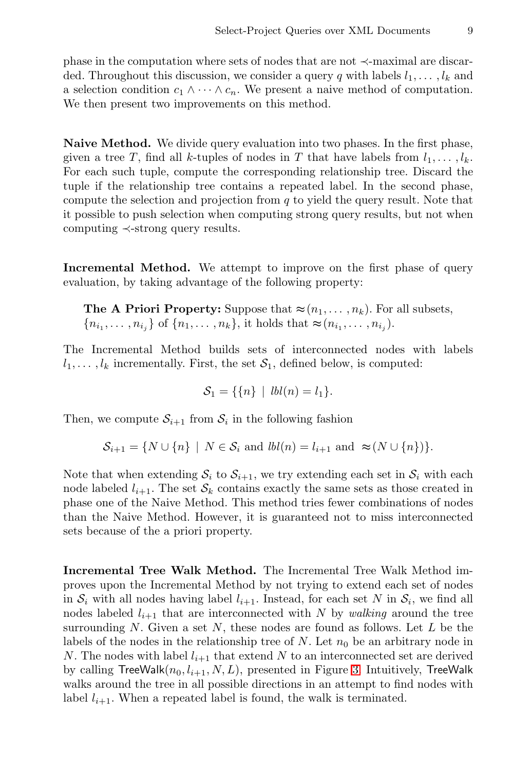phase in the computation where sets of nodes that are not $\prec$-maximal are discarded. Throughout this discussion, we consider a query $q$ with labels $l_1, \ldots, l_k$ and a selection condition $c_1 \wedge \cdots \wedge c_n$. We present a naive method of computation. We then present two improvements on this method.

**Naive Method.** We divide query evaluation into two phases. In the first phase, given a tree $T$, find all $k$-tuples of nodes in $T$ that have labels from $l_1, \ldots, l_k$. For each such tuple, compute the corresponding relationship tree. Discard the tuple if the relationship tree contains a repeated label. In the second phase, compute the selection and projection from $q$ to yield the query result. Note that it possible to push selection when computing strong query results, but not when computing $\prec$-strong query results.

**Incremental Method.** We attempt to improve on the first phase of query evaluation, by taking advantage of the following property:

> **The A Priori Property:** Suppose that $\approx(n_1, \ldots, n_k)$. For all subsets, $\{n_{i_1}, \ldots, n_{i_j}\}$ of $\{n_1, \ldots, n_k\}$, it holds that $\approx(n_{i_1}, \ldots, n_{i_j})$.

The Incremental Method builds sets of interconnected nodes with labels $l_1, \ldots, l_k$ incrementally. First, the set $\mathcal{S}_1$, defined below, is computed:

$$\mathcal{S}_1 = \{\{n\} \mid \mathit{lbl}(n) = l_1\}.$$

Then, we compute $\mathcal{S}_{i+1}$ from $\mathcal{S}_i$ in the following fashion

$$\mathcal{S}_{i+1} = \{N \cup \{n\} \mid N \in \mathcal{S}_i \text{ and } \mathit{lbl}(n) = l_{i+1} \text{ and } \approx(N \cup \{n\})\}.$$

Note that when extending $\mathcal{S}_i$ to $\mathcal{S}_{i+1}$, we try extending each set in $\mathcal{S}_i$ with each node labeled $l_{i+1}$. The set $\mathcal{S}_k$ contains exactly the same sets as those created in phase one of the Naive Method. This method tries fewer combinations of nodes than the Naive Method. However, it is guaranteed not to miss interconnected sets because of the a priori property.

**Incremental Tree Walk Method.** The Incremental Tree Walk Method improves upon the Incremental Method by not trying to extend each set of nodes in $\mathcal{S}_i$ with all nodes having label $l_{i+1}$. Instead, for each set $N$ in $\mathcal{S}_i$, we find all nodes labeled $l_{i+1}$ that are interconnected with $N$ by *walking* around the tree surrounding $N$. Given a set $N$, these nodes are found as follows. Let $L$ be the labels of the nodes in the relationship tree of $N$. Let $n_0$ be an arbitrary node in $N$. The nodes with label $l_{i+1}$ that extend $N$ to an interconnected set are derived by calling $\mathsf{TreeWalk}(n_0, l_{i+1}, N, L)$, presented in Figure 3. Intuitively, $\mathsf{TreeWalk}$ walks around the tree in all possible directions in an attempt to find nodes with label $l_{i+1}$. When a repeated label is found, the walk is terminated.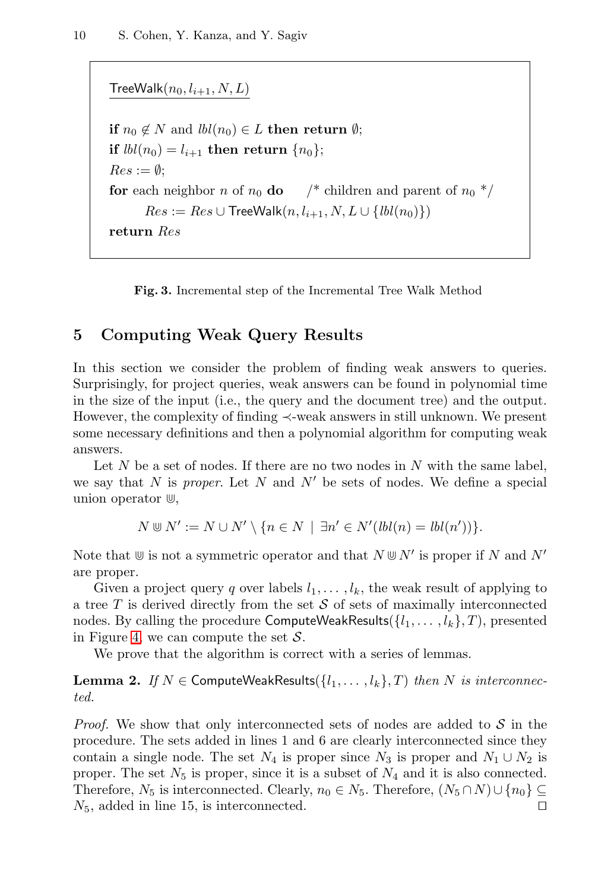```
TreeWalk(n_0, l_{i+1}, N, L)

if n_0 ∉ N and lbl(n_0) ∈ L then return ∅;
if lbl(n_0) = l_{i+1} then return {n_0};
Res := ∅;
for each neighbor n of n_0 do      /* children and parent of n_0 */
        Res := Res ∪ TreeWalk(n, l_{i+1}, N, L ∪ {lbl(n_0)})
return Res
```

**Fig. 3.** Incremental step of the Incremental Tree Walk Method

## 5 Computing Weak Query Results

In this section we consider the problem of finding weak answers to queries. Surprisingly, for project queries, weak answers can be found in polynomial time in the size of the input (i.e., the query and the document tree) and the output. However, the complexity of finding $\prec$-weak answers in still unknown. We present some necessary definitions and then a polynomial algorithm for computing weak answers.

Let $N$ be a set of nodes. If there are no two nodes in $N$ with the same label, we say that $N$ is *proper*. Let $N$ and $N'$ be sets of nodes. We define a special union operator $\Cup$,

$$N \Cup N' := N \cup N' \setminus \{n \in N \mid \exists n' \in N'(lbl(n) = lbl(n'))\}.$$

Note that $\Cup$ is not a symmetric operator and that $N \Cup N'$ is proper if $N$ and $N'$ are proper.

Given a project query $q$ over labels $l_1, \ldots, l_k$, the weak result of applying to a tree $T$ is derived directly from the set $\mathcal{S}$ of sets of maximally interconnected nodes. By calling the procedure $\mathsf{ComputeWeakResults}(\{l_1, \ldots, l_k\}, T)$, presented in Figure 4, we can compute the set $\mathcal{S}$.

We prove that the algorithm is correct with a series of lemmas.

**Lemma 2.** *If $N \in \mathsf{ComputeWeakResults}(\{l_1, \ldots, l_k\}, T)$ then $N$ is interconnected.*

*Proof.* We show that only interconnected sets of nodes are added to $\mathcal{S}$ in the procedure. The sets added in lines 1 and 6 are clearly interconnected since they contain a single node. The set $N_4$ is proper since $N_3$ is proper and $N_1 \cup N_2$ is proper. The set $N_5$ is proper, since it is a subset of $N_4$ and it is also connected. Therefore, $N_5$ is interconnected. Clearly, $n_0 \in N_5$. Therefore, $(N_5 \cap N) \cup \{n_0\} \subseteq N_5$, added in line 15, is interconnected. □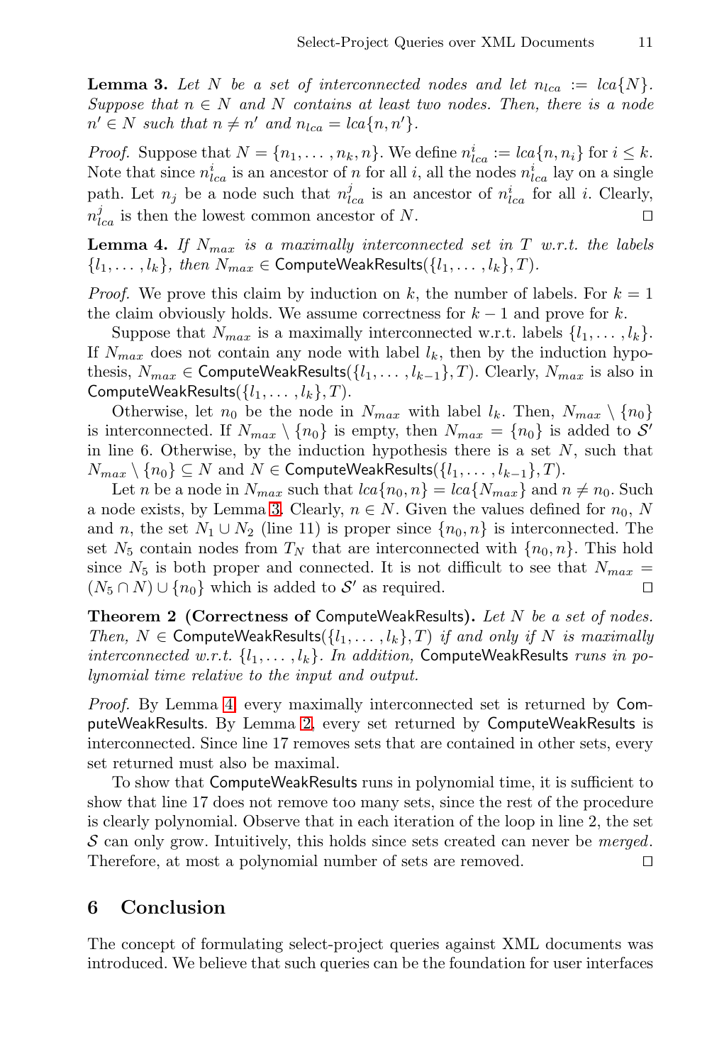**Lemma 3.** *Let $N$ be a set of interconnected nodes and let $n_{lca} := lca\{N\}$. Suppose that $n \in N$ and $N$ contains at least two nodes. Then, there is a node $n' \in N$ such that $n \neq n'$ and $n_{lca} = lca\{n, n'\}$.*

*Proof.* Suppose that $N = \{n_1, \ldots, n_k, n\}$. We define $n^i_{lca} := lca\{n, n_i\}$ for $i \leq k$. Note that since $n^i_{lca}$ is an ancestor of $n$ for all $i$, all the nodes $n^i_{lca}$ lay on a single path. Let $n_j$ be a node such that $n^j_{lca}$ is an ancestor of $n^i_{lca}$ for all $i$. Clearly, $n^j_{lca}$ is then the lowest common ancestor of $N$. ◻

**Lemma 4.** *If $N_{max}$ is a maximally interconnected set in $T$ w.r.t. the labels $\{l_1, \ldots, l_k\}$, then $N_{max} \in$ ComputeWeakResults$(\{l_1, \ldots, l_k\}, T)$.*

*Proof.* We prove this claim by induction on $k$, the number of labels. For $k = 1$ the claim obviously holds. We assume correctness for $k - 1$ and prove for $k$.

Suppose that $N_{max}$ is a maximally interconnected w.r.t. labels $\{l_1, \ldots, l_k\}$. If $N_{max}$ does not contain any node with label $l_k$, then by the induction hypothesis, $N_{max} \in$ ComputeWeakResults$(\{l_1, \ldots, l_{k-1}\}, T)$. Clearly, $N_{max}$ is also in ComputeWeakResults$(\{l_1, \ldots, l_k\}, T)$.

Otherwise, let $n_0$ be the node in $N_{max}$ with label $l_k$. Then, $N_{max} \setminus \{n_0\}$ is interconnected. If $N_{max} \setminus \{n_0\}$ is empty, then $N_{max} = \{n_0\}$ is added to $\mathcal{S}'$ in line 6. Otherwise, by the induction hypothesis there is a set $N$, such that $N_{max} \setminus \{n_0\} \subseteq N$ and $N \in$ ComputeWeakResults$(\{l_1, \ldots, l_{k-1}\}, T)$.

Let $n$ be a node in $N_{max}$ such that $lca\{n_0, n\} = lca\{N_{max}\}$ and $n \neq n_0$. Such a node exists, by Lemma 3. Clearly, $n \in N$. Given the values defined for $n_0$, $N$ and $n$, the set $N_1 \cup N_2$ (line 11) is proper since $\{n_0, n\}$ is interconnected. The set $N_5$ contain nodes from $T_N$ that are interconnected with $\{n_0, n\}$. This hold since $N_5$ is both proper and connected. It is not difficult to see that $N_{max} = (N_5 \cap N) \cup \{n_0\}$ which is added to $\mathcal{S}'$ as required. ◻

**Theorem 2 (Correctness of ComputeWeakResults).** *Let $N$ be a set of nodes. Then, $N \in$ ComputeWeakResults$(\{l_1, \ldots, l_k\}, T)$ if and only if $N$ is maximally interconnected w.r.t. $\{l_1, \ldots, l_k\}$. In addition,* ComputeWeakResults *runs in polynomial time relative to the input and output.*

*Proof.* By Lemma 4, every maximally interconnected set is returned by ComputeWeakResults. By Lemma 2, every set returned by ComputeWeakResults is interconnected. Since line 17 removes sets that are contained in other sets, every set returned must also be maximal.

To show that ComputeWeakResults runs in polynomial time, it is sufficient to show that line 17 does not remove too many sets, since the rest of the procedure is clearly polynomial. Observe that in each iteration of the loop in line 2, the set $\mathcal{S}$ can only grow. Intuitively, this holds since sets created can never be *merged*. Therefore, at most a polynomial number of sets are removed. ◻

## 6 Conclusion

The concept of formulating select-project queries against XML documents was introduced. We believe that such queries can be the foundation for user interfaces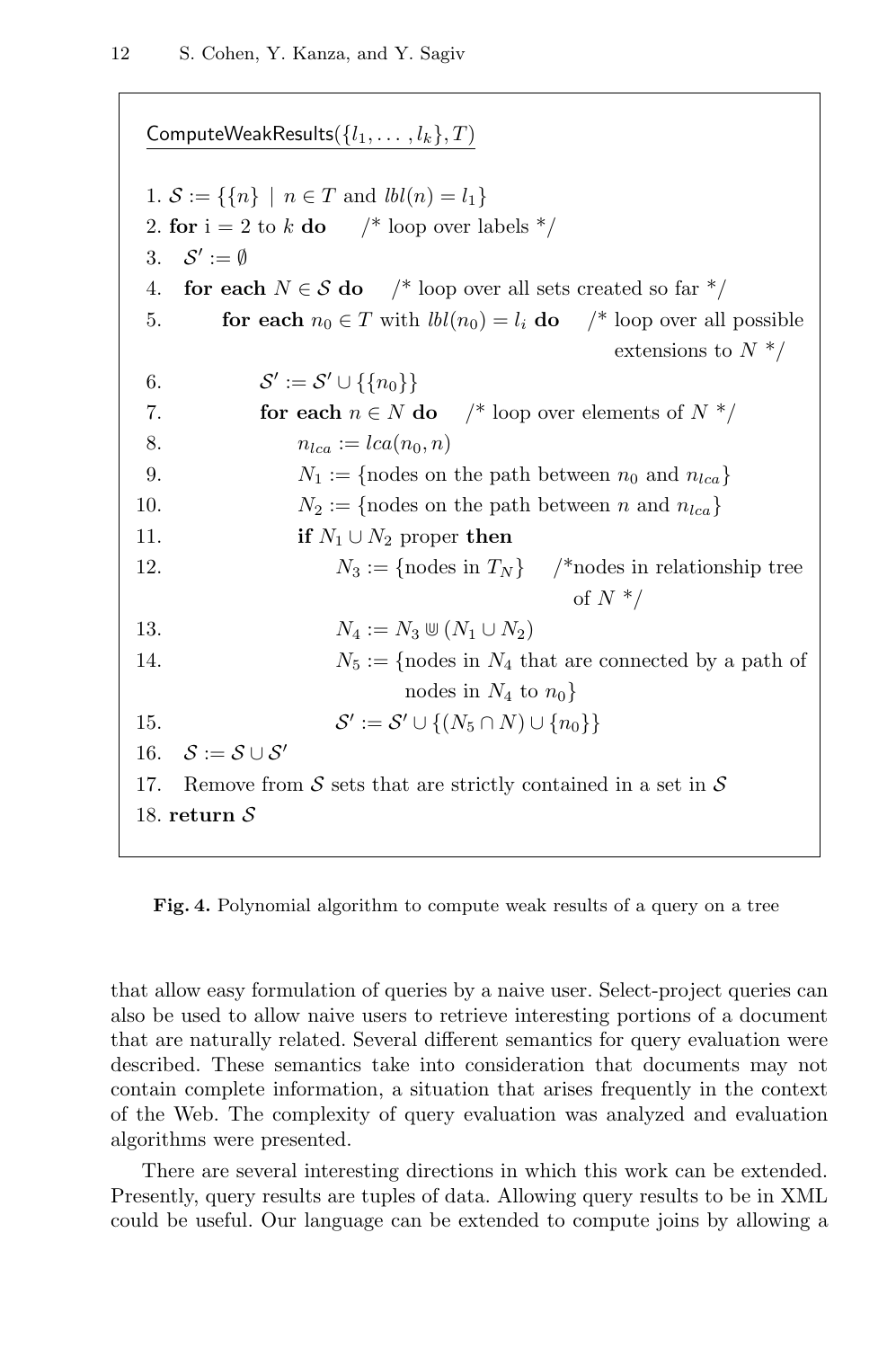```
ComputeWeakResults({l_1, ..., l_k}, T)

1. S := {{n} | n ∈ T and lbl(n) = l_1}
2. for i = 2 to k do     /* loop over labels */
3.   S' := ∅
4.   for each N ∈ S do    /* loop over all sets created so far */
5.       for each n_0 ∈ T with lbl(n_0) = l_i do    /* loop over all possible
                                                       extensions to N */
6.           S' := S' ∪ {{n_0}}
7.           for each n ∈ N do    /* loop over elements of N */
8.               n_lca := lca(n_0, n)
9.               N_1 := {nodes on the path between n_0 and n_lca}
10.              N_2 := {nodes on the path between n and n_lca}
11.              if N_1 ∪ N_2 proper then
12.                  N_3 := {nodes in T_N}    /*nodes in relationship tree
                                                of N */
13.                  N_4 := N_3 ⊎ (N_1 ∪ N_2)
14.                  N_5 := {nodes in N_4 that are connected by a path of
                             nodes in N_4 to n_0}
15.                  S' := S' ∪ {(N_5 ∩ N) ∪ {n_0}}
16.  S := S ∪ S'
17.  Remove from S sets that are strictly contained in a set in S
18. return S
```

**Fig. 4.** Polynomial algorithm to compute weak results of a query on a tree

that allow easy formulation of queries by a naive user. Select-project queries can also be used to allow naive users to retrieve interesting portions of a document that are naturally related. Several different semantics for query evaluation were described. These semantics take into consideration that documents may not contain complete information, a situation that arises frequently in the context of the Web. The complexity of query evaluation was analyzed and evaluation algorithms were presented.

There are several interesting directions in which this work can be extended. Presently, query results are tuples of data. Allowing query results to be in XML could be useful. Our language can be extended to compute joins by allowing a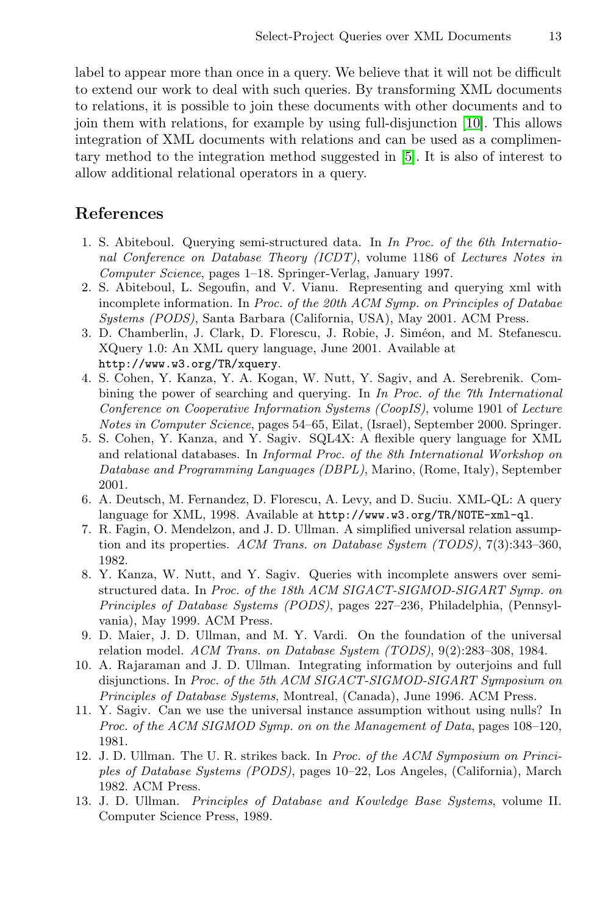label to appear more than once in a query. We believe that it will not be difficult to extend our work to deal with such queries. By transforming XML documents to relations, it is possible to join these documents with other documents and to join them with relations, for example by using full-disjunction [10]. This allows integration of XML documents with relations and can be used as a complimentary method to the integration method suggested in [5]. It is also of interest to allow additional relational operators in a query.

## References

1. S. Abiteboul. Querying semi-structured data. In *In Proc. of the 6th International Conference on Database Theory (ICDT)*, volume 1186 of *Lectures Notes in Computer Science*, pages 1–18. Springer-Verlag, January 1997.
2. S. Abiteboul, L. Segoufin, and V. Vianu. Representing and querying xml with incomplete information. In *Proc. of the 20th ACM Symp. on Principles of Databae Systems (PODS)*, Santa Barbara (California, USA), May 2001. ACM Press.
3. D. Chamberlin, J. Clark, D. Florescu, J. Robie, J. Siméon, and M. Stefanescu. XQuery 1.0: An XML query language, June 2001. Available at `http://www.w3.org/TR/xquery`.
4. S. Cohen, Y. Kanza, Y. A. Kogan, W. Nutt, Y. Sagiv, and A. Serebrenik. Combining the power of searching and querying. In *In Proc. of the 7th International Conference on Cooperative Information Systems (CoopIS)*, volume 1901 of *Lecture Notes in Computer Science*, pages 54–65, Eilat, (Israel), September 2000. Springer.
5. S. Cohen, Y. Kanza, and Y. Sagiv. SQL4X: A flexible query language for XML and relational databases. In *Informal Proc. of the 8th International Workshop on Database and Programming Languages (DBPL)*, Marino, (Rome, Italy), September 2001.
6. A. Deutsch, M. Fernandez, D. Florescu, A. Levy, and D. Suciu. XML-QL: A query language for XML, 1998. Available at `http://www.w3.org/TR/NOTE-xml-ql`.
7. R. Fagin, O. Mendelzon, and J. D. Ullman. A simplified universal relation assumption and its properties. *ACM Trans. on Database System (TODS)*, 7(3):343–360, 1982.
8. Y. Kanza, W. Nutt, and Y. Sagiv. Queries with incomplete answers over semistructured data. In *Proc. of the 18th ACM SIGACT-SIGMOD-SIGART Symp. on Principles of Database Systems (PODS)*, pages 227–236, Philadelphia, (Pennsylvania), May 1999. ACM Press.
9. D. Maier, J. D. Ullman, and M. Y. Vardi. On the foundation of the universal relation model. *ACM Trans. on Database System (TODS)*, 9(2):283–308, 1984.
10. A. Rajaraman and J. D. Ullman. Integrating information by outerjoins and full disjunctions. In *Proc. of the 5th ACM SIGACT-SIGMOD-SIGART Symposium on Principles of Database Systems*, Montreal, (Canada), June 1996. ACM Press.
11. Y. Sagiv. Can we use the universal instance assumption without using nulls? In *Proc. of the ACM SIGMOD Symp. on on the Management of Data*, pages 108–120, 1981.
12. J. D. Ullman. The U. R. strikes back. In *Proc. of the ACM Symposium on Principles of Database Systems (PODS)*, pages 10–22, Los Angeles, (California), March 1982. ACM Press.
13. J. D. Ullman. *Principles of Database and Kowledge Base Systems*, volume II. Computer Science Press, 1989.